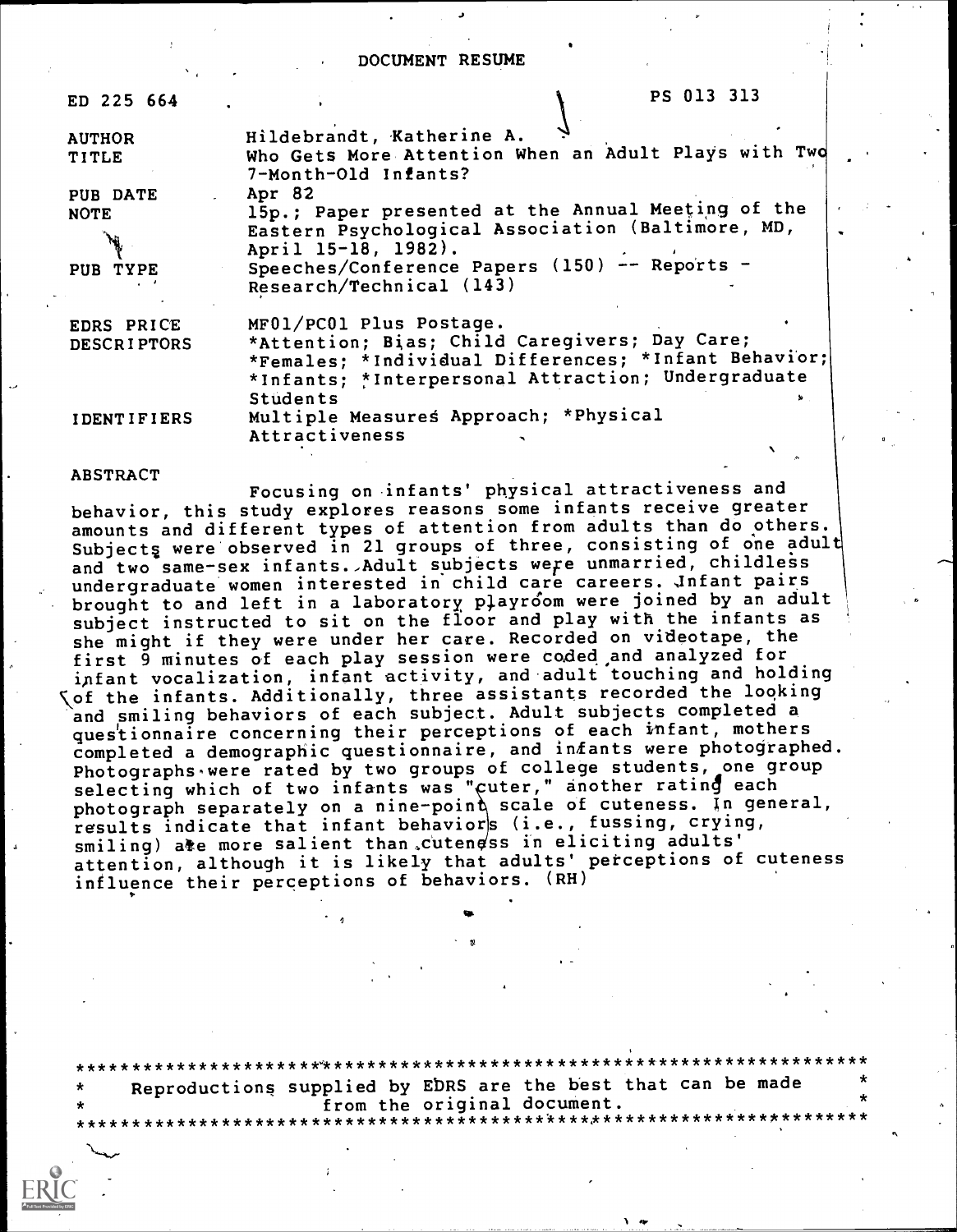DOCUMENT RESUME

| | |
|---|---|
| ED 225 664 | PS 013 313 |
| AUTHOR | Hildebrandt, Katherine A. |
| TITLE | Who Gets More Attention When an Adult Plays with Two 7-Month-Old Infants? |
| PUB DATE | Apr 82 |
| NOTE | 15p.; Paper presented at the Annual Meeting of the Eastern Psychological Association (Baltimore, MD, April 15-18, 1982). |
| PUB TYPE | Speeches/Conference Papers (150) -- Reports - Research/Technical (143) |
| EDRS PRICE | MF01/PC01 Plus Postage. |
| DESCRIPTORS | *Attention; Bias; Child Caregivers; Day Care; *Females; *Individual Differences; *Infant Behavior; *Infants; *Interpersonal Attraction; Undergraduate Students |
| IDENTIFIERS | Multiple Measures Approach; *Physical Attractiveness |

ABSTRACT

Focusing on infants' physical attractiveness and behavior, this study explores reasons some infants receive greater amounts and different types of attention from adults than do others. Subjects were observed in 21 groups of three, consisting of one adult and two same-sex infants. Adult subjects were unmarried, childless undergraduate women interested in child care careers. Infant pairs brought to and left in a laboratory playroom were joined by an adult subject instructed to sit on the floor and play with the infants as she might if they were under her care. Recorded on videotape, the first 9 minutes of each play session were coded and analyzed for infant vocalization, infant activity, and adult touching and holding of the infants. Additionally, three assistants recorded the looking and smiling behaviors of each subject. Adult subjects completed a questionnaire concerning their perceptions of each infant, mothers completed a demographic questionnaire, and infants were photographed. Photographs were rated by two groups of college students, one group selecting which of two infants was "cuter," another rating each photograph separately on a nine-point scale of cuteness. In general, results indicate that infant behaviors (i.e., fussing, crying, smiling) are more salient than cuteness in eliciting adults' attention, although it is likely that adults' perceptions of cuteness influence their perceptions of behaviors. (RH)

***********************************************************************
* Reproductions supplied by EDRS are the best that can be made *
* from the original document. *
***********************************************************************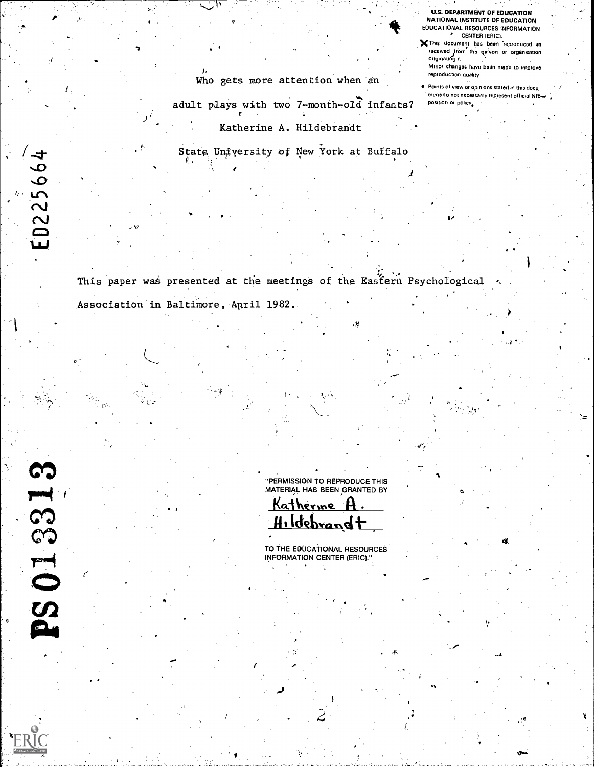U.S. DEPARTMENT OF EDUCATION
NATIONAL INSTITUTE OF EDUCATION
EDUCATIONAL RESOURCES INFORMATION CENTER (ERIC)

This document has been reproduced as received from the person or organization originating it.
Minor changes have been made to improve reproduction quality.

- Points of view or opinions stated in this document do not necessarily represent official NIE position or policy.

ED225664

# Who gets more attention when an adult plays with two 7-month-old infants?

Katherine A. Hildebrandt

State University of New York at Buffalo

This paper was presented at the meetings of the Eastern Psychological Association in Baltimore, April 1982.

"PERMISSION TO REPRODUCE THIS MATERIAL HAS BEEN GRANTED BY
Katherine A. Hildebrandt
TO THE EDUCATIONAL RESOURCES INFORMATION CENTER (ERIC)."

PS013313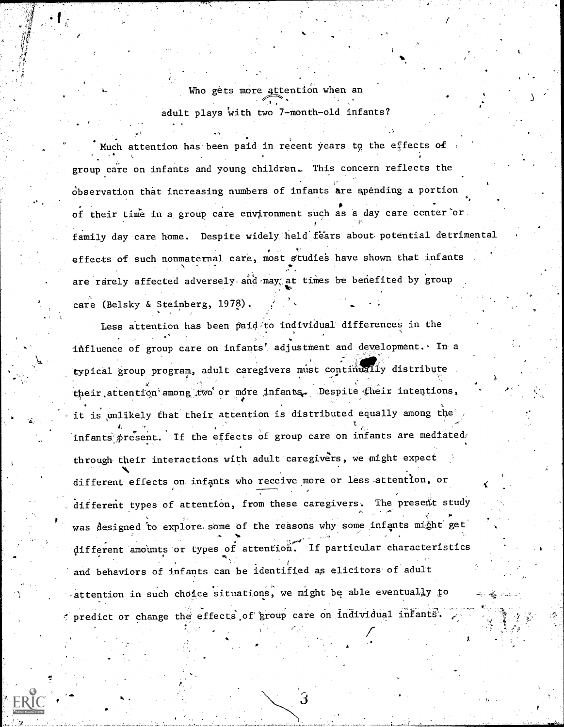# Who gets more attention when an adult plays with two 7-month-old infants?

Much attention has been paid in recent years to the effects of group care on infants and young children. This concern reflects the observation that increasing numbers of infants are spending a portion of their time in a group care environment such as a day care center or family day care home. Despite widely held fears about potential detrimental effects of such nonmaternal care, most studies have shown that infants are rarely affected adversely and may at times be benefited by group care (Belsky & Steinberg, 1978).

Less attention has been paid to individual differences in the influence of group care on infants' adjustment and development. In a typical group program, adult caregivers must continually distribute their attention among two or more infants. Despite their intentions, it is unlikely that their attention is distributed equally among the infants present. If the effects of group care on infants are mediated through their interactions with adult caregivers, we might expect different effects on infants who receive more or less attention, or different types of attention, from these caregivers. The present study was designed to explore some of the reasons why some infants might get different amounts or types of attention. If particular characteristics and behaviors of infants can be identified as elicitors of adult attention in such choice situations, we might be able eventually to predict or change the effects of group care on individual infants.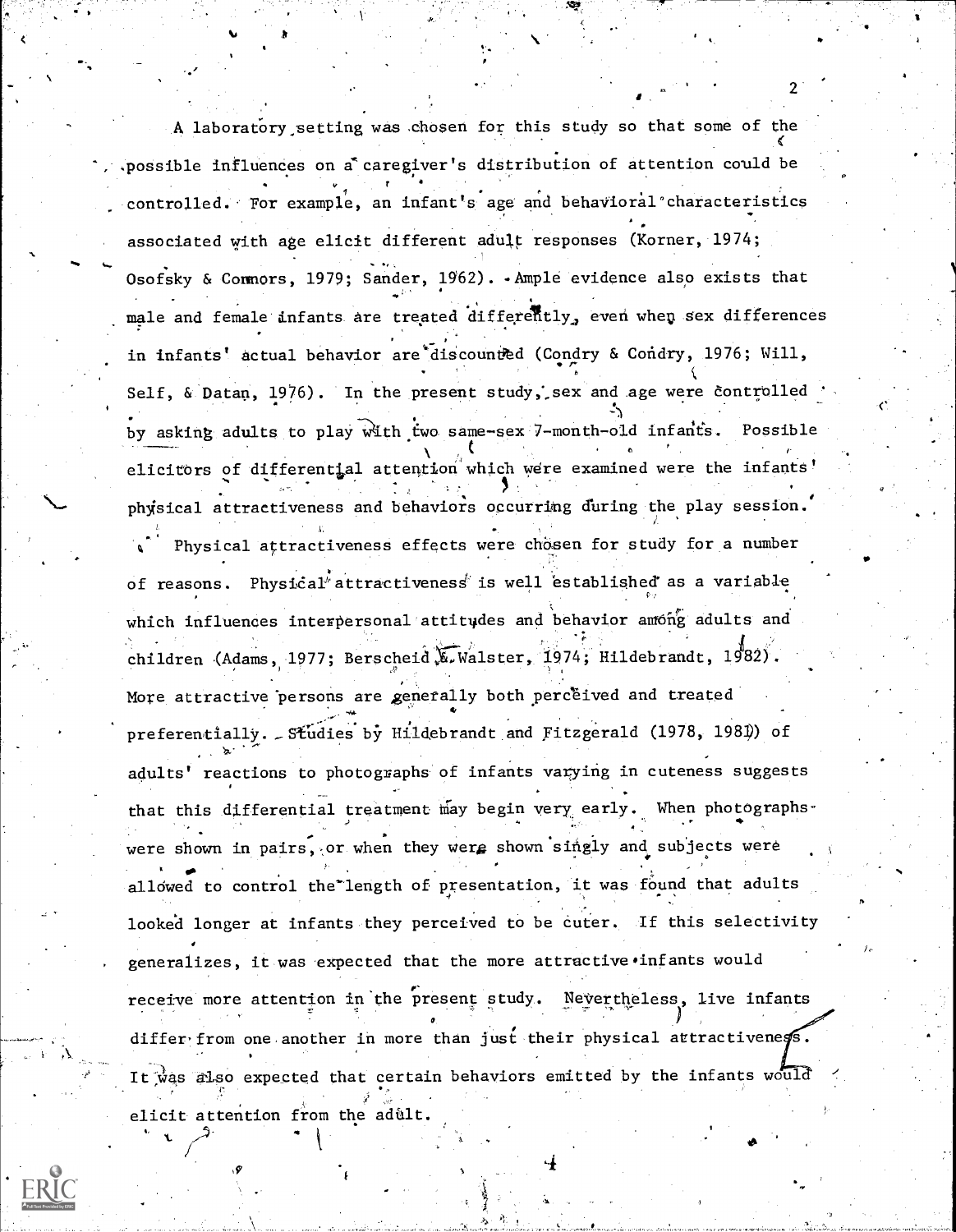A laboratory setting was chosen for this study so that some of the possible influences on a caregiver's distribution of attention could be controlled. For example, an infant's age and behavioral characteristics associated with age elicit different adult responses (Korner, 1974; Osofsky & Connors, 1979; Sander, 1962). Ample evidence also exists that male and female infants are treated differently, even when sex differences in infants' actual behavior are discounted (Condry & Condry, 1976; Will, Self, & Datan, 1976). In the present study, sex and age were controlled by asking adults to play with two same-sex 7-month-old infants. Possible elicitors of differential attention which were examined were the infants' physical attractiveness and behaviors occurring during the play session.

Physical attractiveness effects were chosen for study for a number of reasons. Physical attractiveness is well established as a variable which influences interpersonal attitudes and behavior among adults and children (Adams, 1977; Berscheid & Walster, 1974; Hildebrandt, 1982). More attractive persons are generally both perceived and treated preferentially. Studies by Hildebrandt and Fitzgerald (1978, 1981) of adults' reactions to photographs of infants varying in cuteness suggests that this differential treatment may begin very early. When photographs were shown in pairs, or when they were shown singly and subjects were allowed to control the length of presentation, it was found that adults looked longer at infants they perceived to be cuter. If this selectivity generalizes, it was expected that the more attractive infants would receive more attention in the present study. Nevertheless, live infants differ from one another in more than just their physical attractiveness. It was also expected that certain behaviors emitted by the infants would elicit attention from the adult.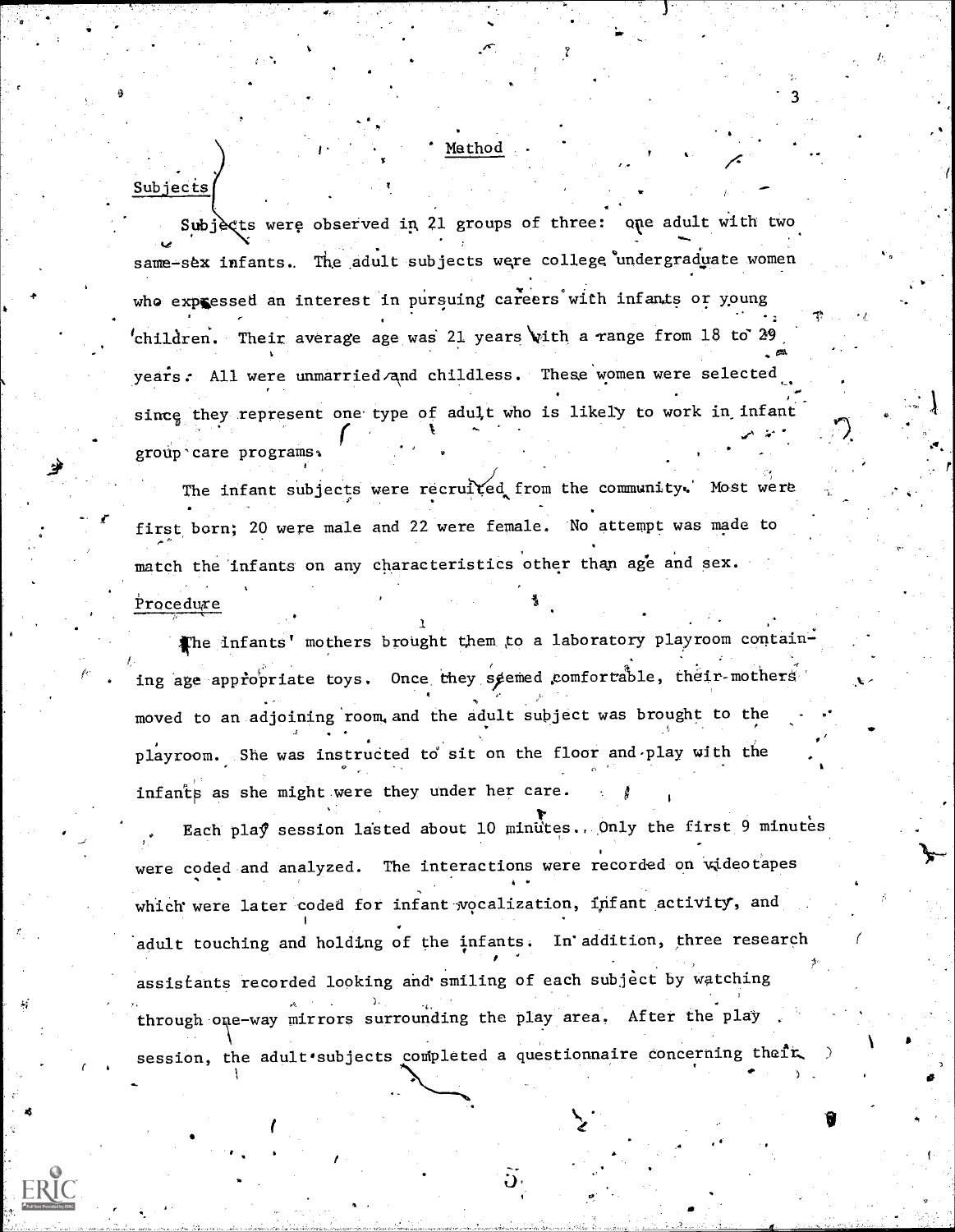## Method

### Subjects

Subjects were observed in 21 groups of three: one adult with two same-sex infants. The adult subjects were college undergraduate women who expressed an interest in pursuing careers with infants or young children. Their average age was 21 years with a range from 18 to 29 years. All were unmarried and childless. These women were selected since they represent one type of adult who is likely to work in infant group care programs.

The infant subjects were recruited from the community. Most were first born; 20 were male and 22 were female. No attempt was made to match the infants on any characteristics other than age and sex.

### Procedure

The infants' mothers brought them to a laboratory playroom containing age appropriate toys. Once they seemed comfortable, their mothers moved to an adjoining room and the adult subject was brought to the playroom. She was instructed to sit on the floor and play with the infants as she might were they under her care.

Each play session lasted about 10 minutes. Only the first 9 minutes were coded and analyzed. The interactions were recorded on videotapes which were later coded for infant vocalization, infant activity, and adult touching and holding of the infants. In addition, three research assistants recorded looking and smiling of each subject by watching through one-way mirrors surrounding the play area. After the play session, the adult subjects completed a questionnaire concerning their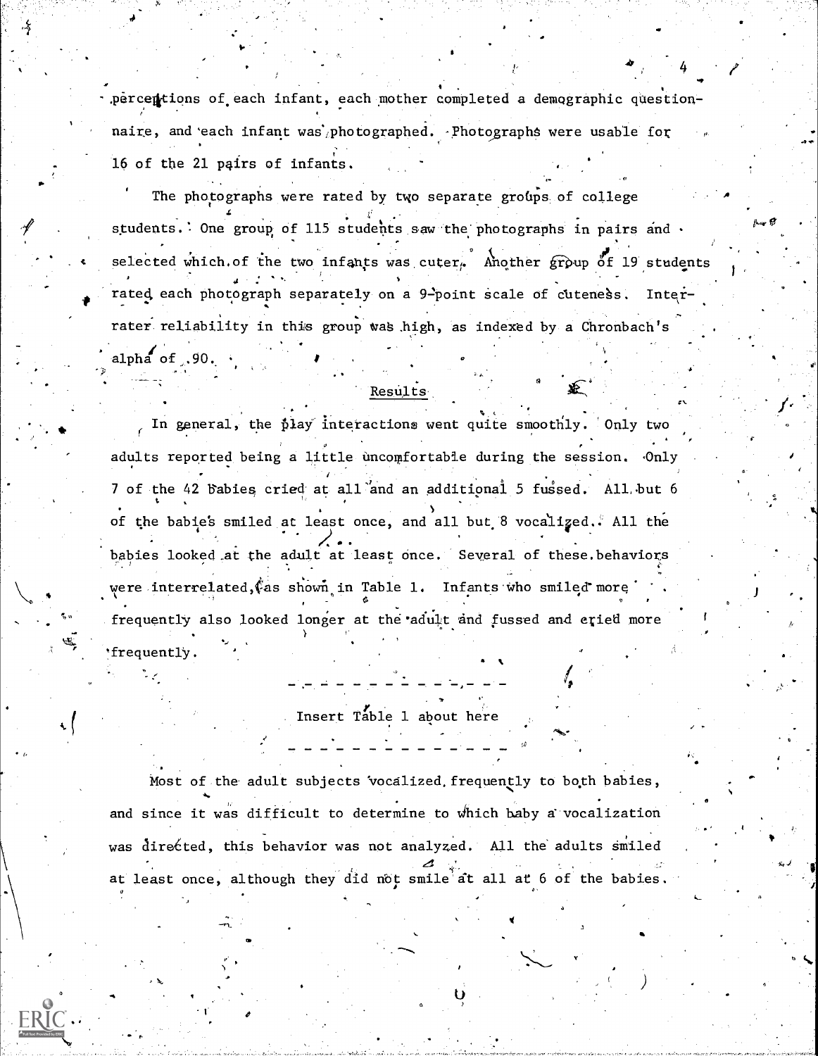perceptions of each infant, each mother completed a demographic questionnaire, and each infant was photographed. Photographs were usable for 16 of the 21 pairs of infants.

The photographs were rated by two separate groups of college students. One group of 115 students saw the photographs in pairs and selected which of the two infants was cuter. Another group of 19 students rated each photograph separately on a 9-point scale of cuteness. Inter-rater reliability in this group was high, as indexed by a Chronbach's alpha of .90.

## Results

In general, the play interactions went quite smoothly. Only two adults reported being a little uncomfortable during the session. Only 7 of the 42 babies cried at all and an additional 5 fussed. All but 6 of the babies smiled at least once, and all but 8 vocalized. All the babies looked at the adult at least once. Several of these behaviors were interrelated, as shown in Table 1. Infants who smiled more frequently also looked longer at the adult and fussed and cried more frequently.

---

Insert Table 1 about here

---

Most of the adult subjects vocalized frequently to both babies, and since it was difficult to determine to which baby a vocalization was directed, this behavior was not analyzed. All the adults smiled at least once, although they did not smile at all at 6 of the babies.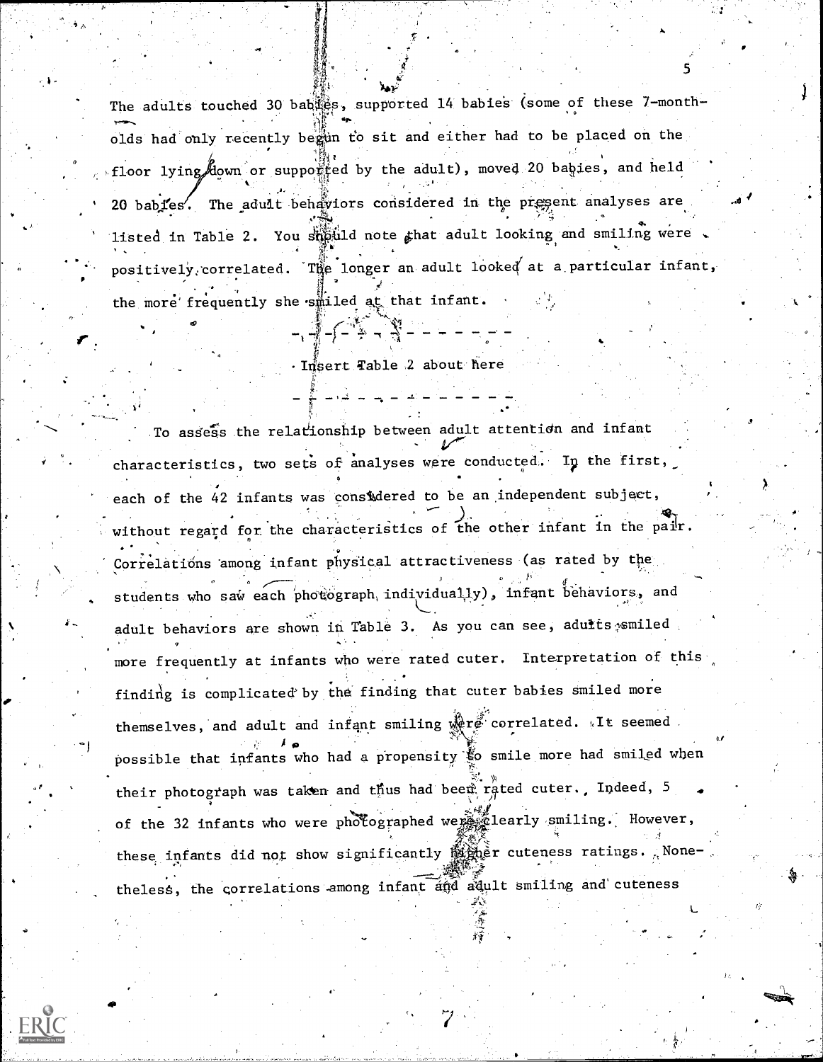The adults touched 30 babies, supported 14 babies (some of these 7-month-olds had only recently begun to sit and either had to be placed on the floor lying down or supported by the adult), moved 20 babies, and held 20 babies. The adult behaviors considered in the present analyses are listed in Table 2. You should note that adult looking and smiling were positively correlated. The longer an adult looked at a particular infant, the more frequently she smiled at that infant.

---

Insert Table 2 about here

---

To assess the relationship between adult attention and infant characteristics, two sets of analyses were conducted. In the first, each of the 42 infants was considered to be an independent subject, without regard for the characteristics of the other infant in the pair. Correlations among infant physical attractiveness (as rated by the students who saw each photograph individually), infant behaviors, and adult behaviors are shown in Table 3. As you can see, adults smiled more frequently at infants who were rated cuter. Interpretation of this finding is complicated by the finding that cuter babies smiled more themselves, and adult and infant smiling were correlated. It seemed possible that infants who had a propensity to smile more had smiled when their photograph was taken and thus had been rated cuter. Indeed, 5 of the 32 infants who were photographed were clearly smiling. However, these infants did not show significantly higher cuteness ratings. Nonetheless, the correlations among infant and adult smiling and cuteness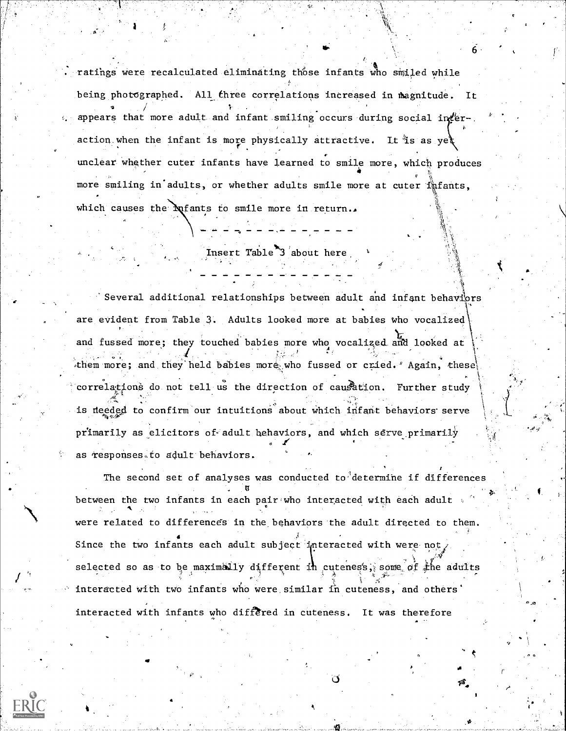ratings were recalculated eliminating those infants who smiled while being photographed. All three correlations increased in magnitude. It appears that more adult and infant smiling occurs during social interaction when the infant is more physically attractive. It is as yet unclear whether cuter infants have learned to smile more, which produces more smiling in adults, or whether adults smile more at cuter infants, which causes the infants to smile more in return.

- - - - - - - - - - - - - -

Insert Table 3 about here

- - - - - - - - - - - - - -

Several additional relationships between adult and infant behaviors are evident from Table 3. Adults looked more at babies who vocalized and fussed more; they touched babies more who vocalized and looked at them more; and they held babies more who fussed or cried. Again, these correlations do not tell us the direction of causation. Further study is needed to confirm our intuitions about which infant behaviors serve primarily as elicitors of adult behaviors, and which serve primarily as responses to adult behaviors.

The second set of analyses was conducted to determine if differences between the two infants in each pair who interacted with each adult were related to differences in the behaviors the adult directed to them. Since the two infants each adult subject interacted with were not selected so as to be maximally different in cuteness, some of the adults interacted with two infants who were similar in cuteness, and others interacted with infants who differed in cuteness. It was therefore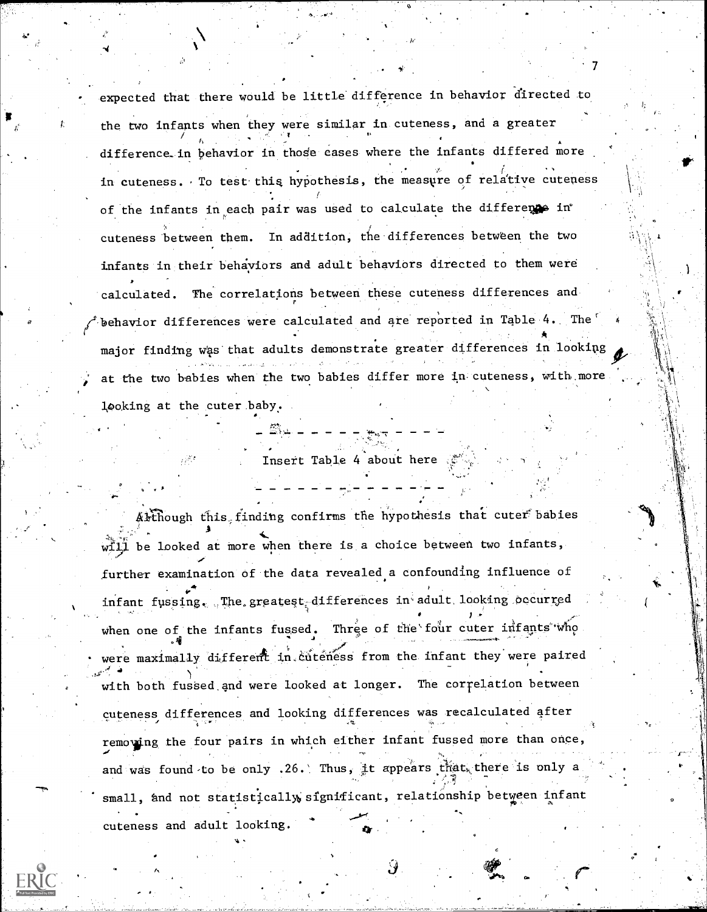expected that there would be little difference in behavior directed to the two infants when they were similar in cuteness, and a greater difference in behavior in those cases where the infants differed more in cuteness. To test this hypothesis, the measure of relative cuteness of the infants in each pair was used to calculate the difference in cuteness between them. In addition, the differences between the two infants in their behaviors and adult behaviors directed to them were calculated. The correlations between these cuteness differences and behavior differences were calculated and are reported in Table 4. The major finding was that adults demonstrate greater differences in looking at the two babies when the two babies differ more in cuteness, with more looking at the cuter baby.

---

Insert Table 4 about here

---

Although this finding confirms the hypothesis that cuter babies will be looked at more when there is a choice between two infants, further examination of the data revealed a confounding influence of infant fussing. The greatest differences in adult looking occurred when one of the infants fussed. Three of the four cuter infants who were maximally different in cuteness from the infant they were paired with both fussed and were looked at longer. The correlation between cuteness differences and looking differences was recalculated after removing the four pairs in which either infant fussed more than once, and was found to be only .26. Thus, it appears that there is only a small, and not statistically significant, relationship between infant cuteness and adult looking.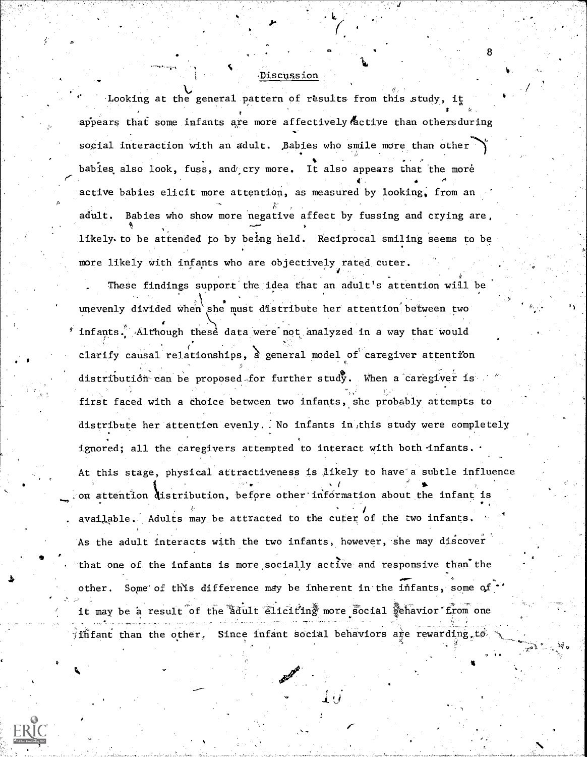## Discussion

Looking at the general pattern of results from this study, it appears that some infants are more affectively active than others during social interaction with an adult. Babies who smile more than other babies also look, fuss, and cry more. It also appears that the more active babies elicit more attention, as measured by looking, from an adult. Babies who show more negative affect by fussing and crying are likely to be attended to by being held. Reciprocal smiling seems to be more likely with infants who are objectively rated cuter.

These findings support the idea that an adult's attention will be unevenly divided when she must distribute her attention between two infants. Although these data were not analyzed in a way that would clarify causal relationships, a general model of caregiver attention distribution can be proposed for further study. When a caregiver is first faced with a choice between two infants, she probably attempts to distribute her attention evenly. No infants in this study were completely ignored; all the caregivers attempted to interact with both infants. At this stage, physical attractiveness is likely to have a subtle influence on attention distribution, before other information about the infant is available. Adults may be attracted to the cuter of the two infants. As the adult interacts with the two infants, however, she may discover that one of the infants is more socially active and responsive than the other. Some of this difference may be inherent in the infants, some of it may be a result of the adult eliciting more social behavior from one infant than the other. Since infant social behaviors are rewarding to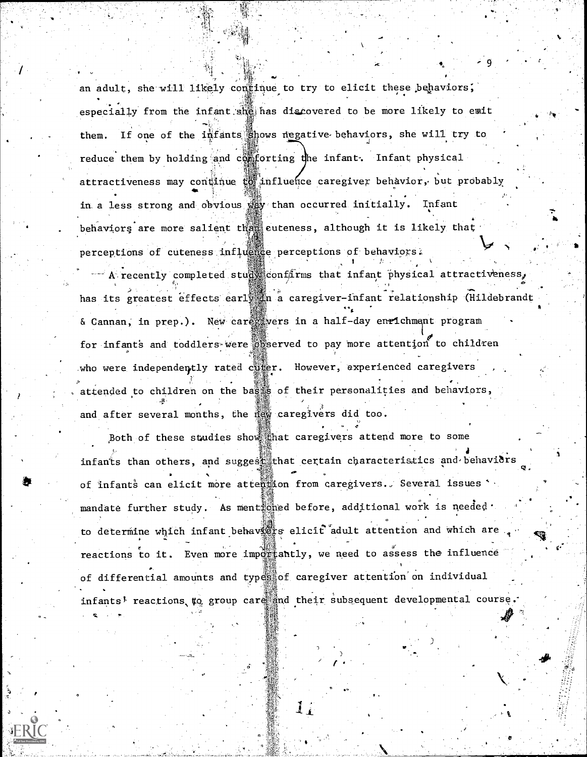an adult, she will likely continue to try to elicit these behaviors, especially from the infant she has discovered to be more likely to emit them. If one of the infants shows negative behaviors, she will try to reduce them by holding and comforting the infant. Infant physical attractiveness may continue to influence caregiver behavior, but probably in a less strong and obvious way than occurred initially. Infant behaviors are more salient than cuteness, although it is likely that perceptions of cuteness influence perceptions of behaviors.

A recently completed study confirms that infant physical attractiveness has its greatest effects early in a caregiver-infant relationship (Hildebrandt & Cannan, in prep.). New caregivers in a half-day enrichment program for infants and toddlers were observed to pay more attention to children who were independently rated cuter. However, experienced caregivers attended to children on the basis of their personalities and behaviors, and after several months, the new caregivers did too.

Both of these studies show that caregivers attend more to some infants than others, and suggest that certain characteristics and behaviors of infants can elicit more attention from caregivers. Several issues mandate further study. As mentioned before, additional work is needed to determine which infant behaviors elicit adult attention and which are reactions to it. Even more importantly, we need to assess the influence of differential amounts and types of caregiver attention on individual infants' reactions to group care and their subsequent developmental course.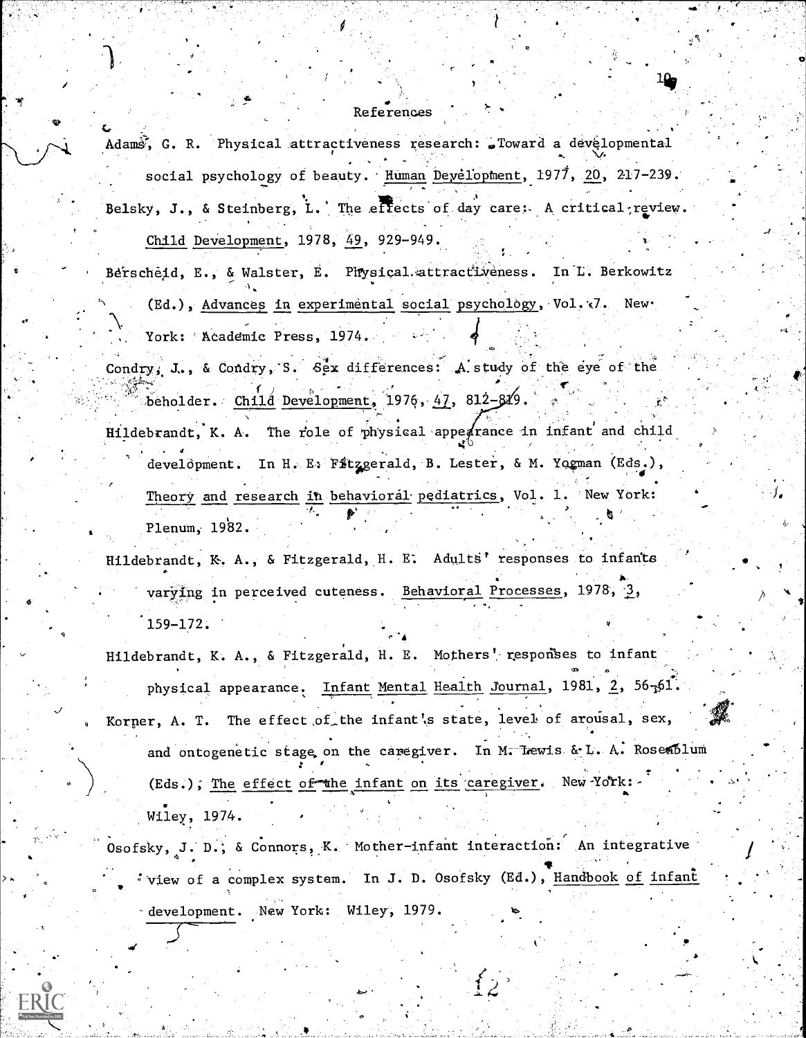# References

Adams, G. R. Physical attractiveness research: Toward a developmental social psychology of beauty. Human Development, 1977, 20, 217-239.

Belsky, J., & Steinberg, L. The effects of day care: A critical review. Child Development, 1978, 49, 929-949.

Berscheid, E., & Walster, E. Physical attractiveness. In L. Berkowitz (Ed.), Advances in experimental social psychology, Vol. 7. New York: Academic Press, 1974.

Condry, J., & Condry, S. Sex differences: A study of the eye of the beholder. Child Development, 1976, 47, 812-819.

Hildebrandt, K. A. The role of physical appearance in infant and child development. In H. E. Fitzgerald, B. Lester, & M. Yogman (Eds.), Theory and research in behavioral pediatrics, Vol. 1. New York: Plenum, 1982.

Hildebrandt, K. A., & Fitzgerald, H. E. Adults' responses to infants varying in perceived cuteness. Behavioral Processes, 1978, 3, 159-172.

Hildebrandt, K. A., & Fitzgerald, H. E. Mothers' responses to infant physical appearance. Infant Mental Health Journal, 1981, 2, 56-61.

Korner, A. T. The effect of the infant's state, level of arousal, sex, and ontogenetic stage on the caregiver. In M. Lewis & L. A. Rosenblum (Eds.), The effect of the infant on its caregiver. New York: Wiley, 1974.

Osofsky, J. D., & Connors, K. Mother-infant interaction: An integrative view of a complex system. In J. D. Osofsky (Ed.), Handbook of infant development. New York: Wiley, 1979.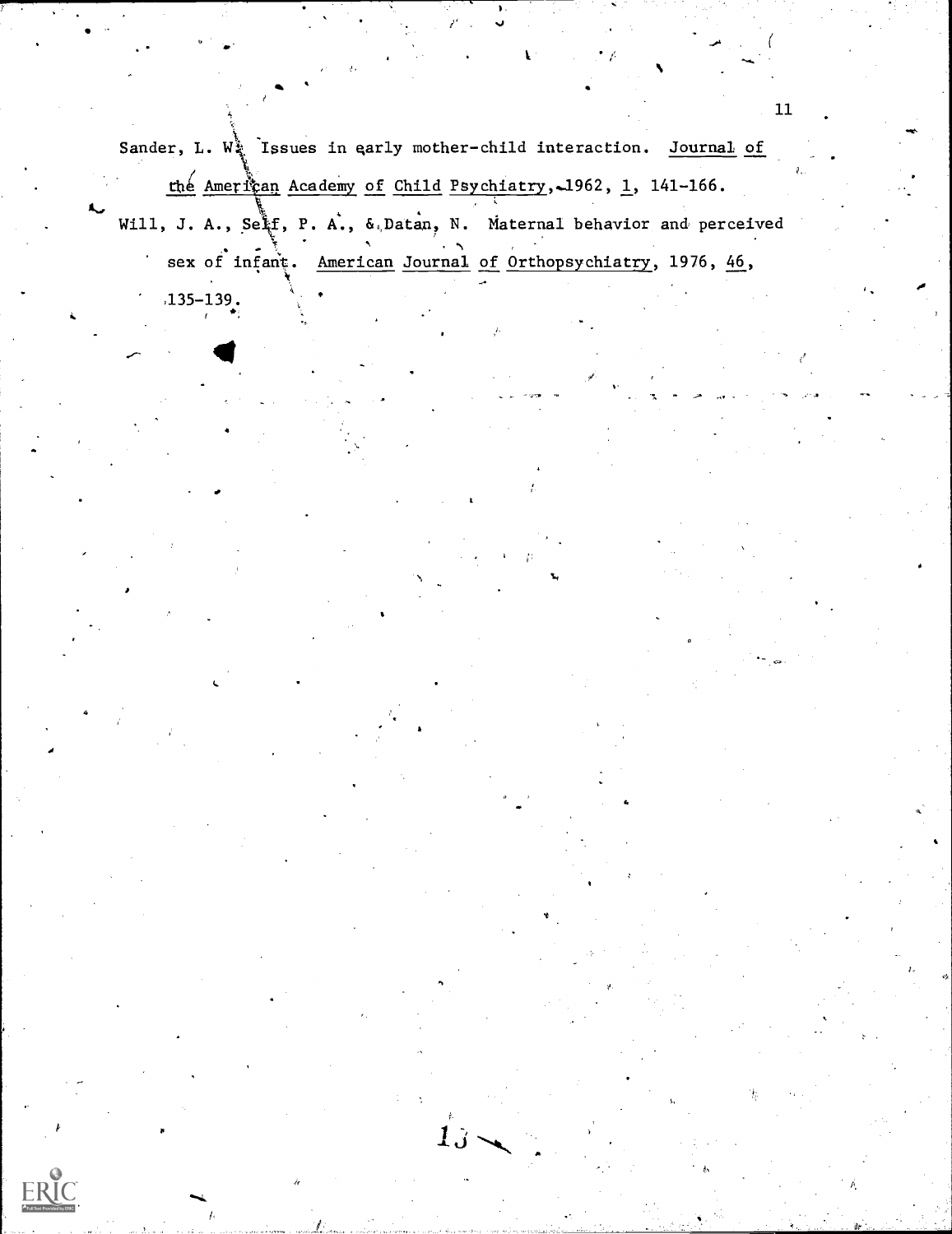Sander, L. W. Issues in early mother-child interaction. _Journal of the American Academy of Child Psychiatry_, 1962, _1_, 141-166.

Will, J. A., Self, P. A., & Datan, N. Maternal behavior and perceived sex of infant. _American Journal of Orthopsychiatry_, 1976, _46_, 135-139.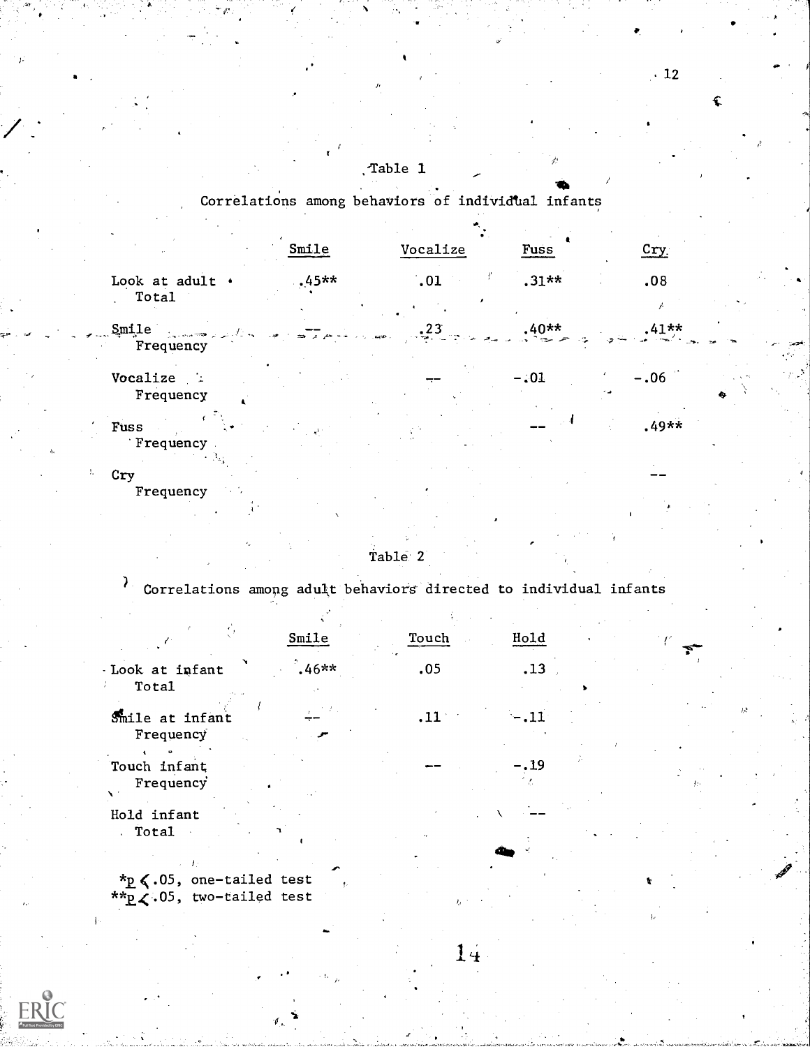Table 1

Correlations among behaviors of individual infants

| | Smile | Vocalize | Fuss | Cry |
|---|---|---|---|---|
| Look at adult Total | .45** | .01 | .31** | .08 |
| Smile Frequency | -- | .23 | .40** | .41** |
| Vocalize Frequency | | -- | -.01 | -.06 |
| Fuss Frequency | | | -- | .49** |
| Cry Frequency | | | | -- |

Table 2

Correlations among adult behaviors directed to individual infants

| | Smile | Touch | Hold |
|---|---|---|---|
| Look at infant Total | .46** | .05 | .13 |
| Smile at infant Frequency | -- | .11 | -.11 |
| Touch infant Frequency | | -- | -.19 |
| Hold infant Total | | | -- |

*$p \leq .05$, one-tailed test
**$p \leq .05$, two-tailed test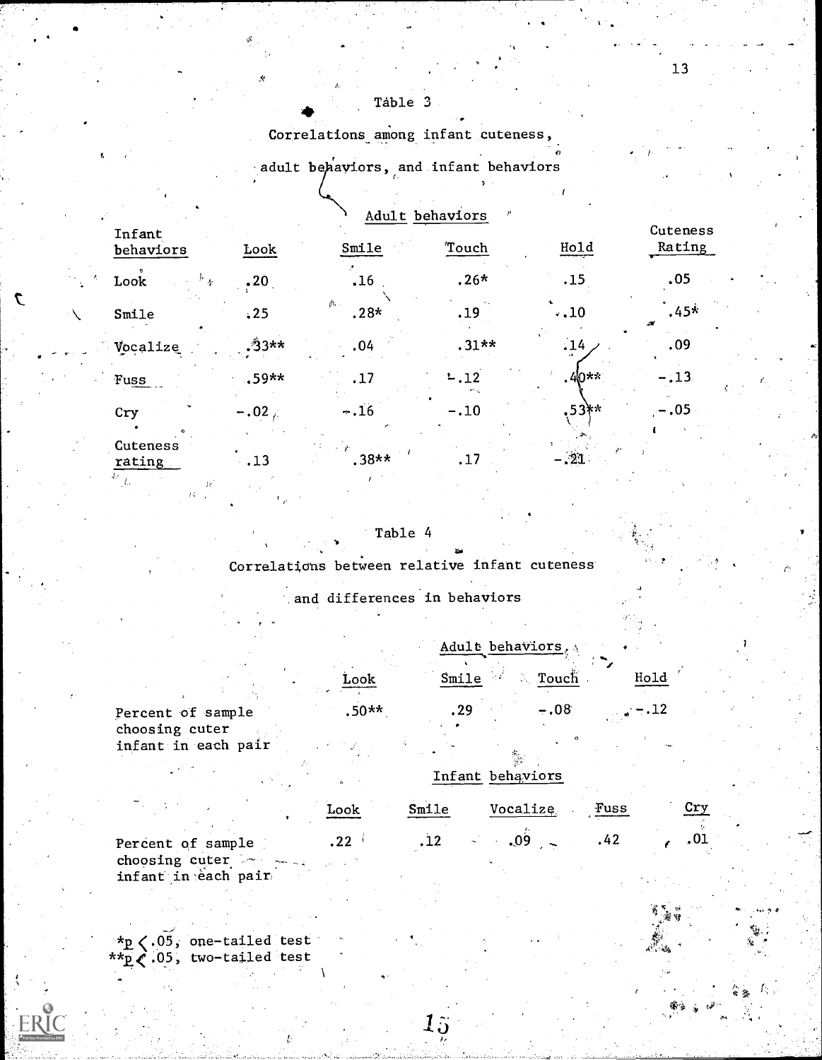Table 3

Correlations among infant cuteness, adult behaviors, and infant behaviors

| Infant behaviors | Adult behaviors: Look | Smile | Touch | Hold | Cuteness Rating |
|---|---|---|---|---|---|
| Look | .20 | .16 | .26* | .15 | .05 |
| Smile | .25 | .28* | .19 | .10 | .45* |
| Vocalize | .33** | .04 | .31** | .14 | .09 |
| Fuss | .59** | .17 | -.12 | .40** | -.13 |
| Cry | -.02 | -.16 | -.10 | .53** | -.05 |
| Cuteness rating | .13 | .38** | .17 | -.21 | |

Table 4

Correlations between relative infant cuteness and differences in behaviors

| | Adult behaviors: Look | Smile | Touch | Hold |
|---|---|---|---|---|
| Percent of sample choosing cuter infant in each pair | .50** | .29 | -.08 | -.12 |

| | Infant behaviors: Look | Smile | Vocalize | Fuss | Cry |
|---|---|---|---|---|---|
| Percent of sample choosing cuter infant in each pair | .22 | .12 | .09 | .42 | .01 |

*$p < .05$, one-tailed test
**$p < .05$, two-tailed test